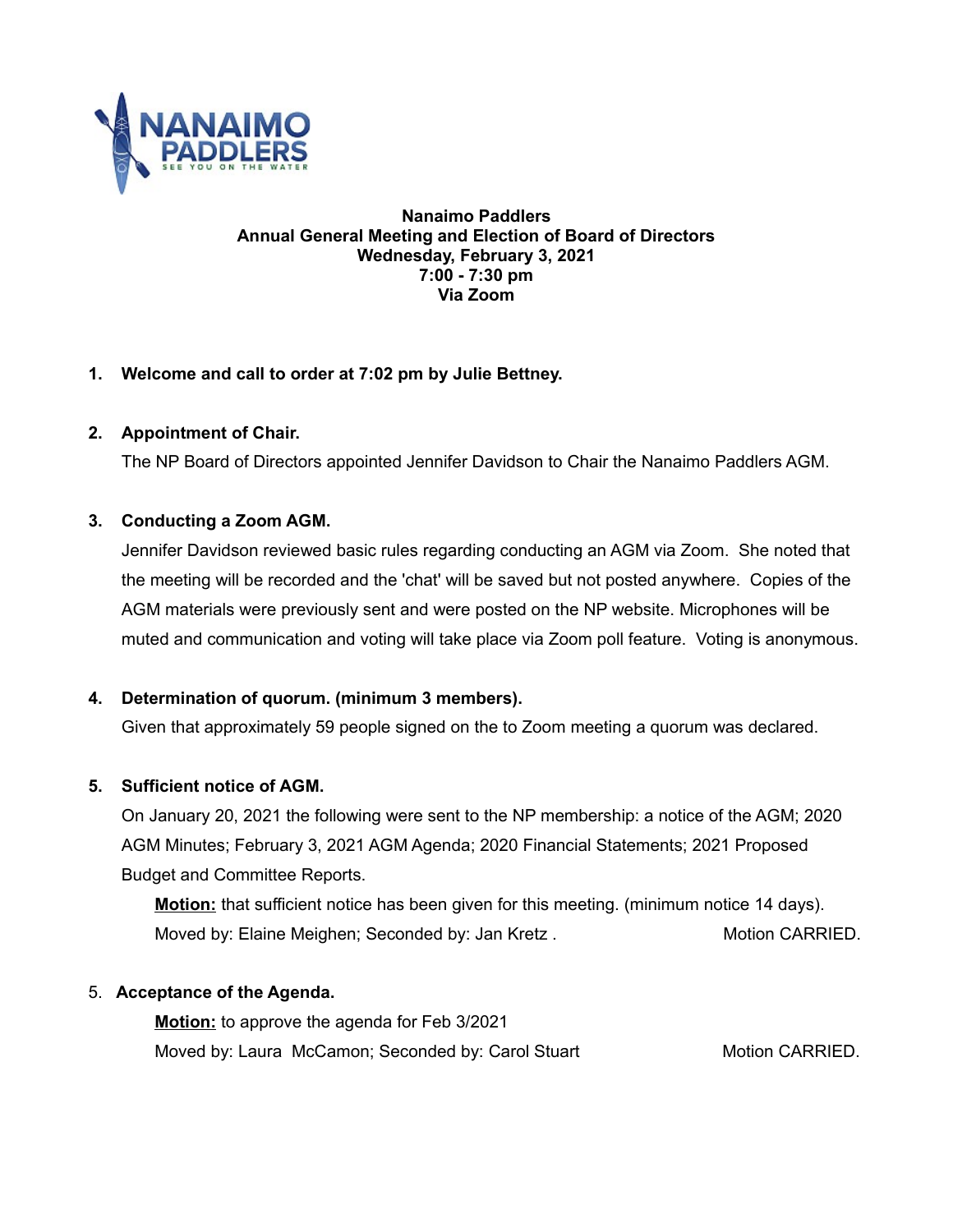**Nanaimo Paddlers**
**Annual General Meeting and Election of Board of Directors**
**Wednesday, February 3, 2021**
**7:00 - 7:30 pm**
**Via Zoom**

1. **Welcome and call to order at 7:02 pm by Julie Bettney.**

2. **Appointment of Chair.**

   The NP Board of Directors appointed Jennifer Davidson to Chair the Nanaimo Paddlers AGM.

3. **Conducting a Zoom AGM.**

   Jennifer Davidson reviewed basic rules regarding conducting an AGM via Zoom. She noted that the meeting will be recorded and the 'chat' will be saved but not posted anywhere. Copies of the AGM materials were previously sent and were posted on the NP website. Microphones will be muted and communication and voting will take place via Zoom poll feature. Voting is anonymous.

4. **Determination of quorum. (minimum 3 members).**

   Given that approximately 59 people signed on the to Zoom meeting a quorum was declared.

5. **Sufficient notice of AGM.**

   On January 20, 2021 the following were sent to the NP membership: a notice of the AGM; 2020 AGM Minutes; February 3, 2021 AGM Agenda; 2020 Financial Statements; 2021 Proposed Budget and Committee Reports.

   **Motion:** that sufficient notice has been given for this meeting. (minimum notice 14 days).
   Moved by: Elaine Meighen; Seconded by: Jan Kretz . Motion CARRIED.

5. **Acceptance of the Agenda.**

   **Motion:** to approve the agenda for Feb 3/2021
   Moved by: Laura McCamon; Seconded by: Carol Stuart Motion CARRIED.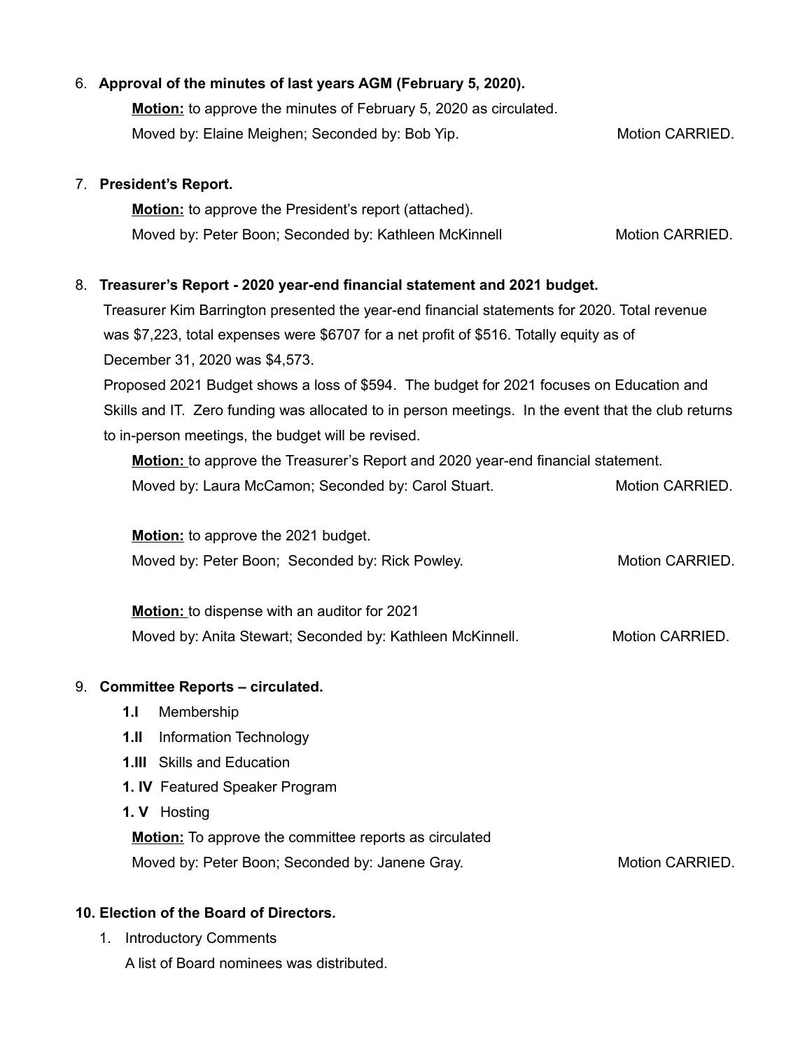6. **Approval of the minutes of last years AGM (February 5, 2020).**

   **Motion:** to approve the minutes of February 5, 2020 as circulated.
   Moved by: Elaine Meighen; Seconded by: Bob Yip. Motion CARRIED.

7. **President's Report.**

   **Motion:** to approve the President's report (attached).
   Moved by: Peter Boon; Seconded by: Kathleen McKinnell Motion CARRIED.

8. **Treasurer's Report - 2020 year-end financial statement and 2021 budget.**

   Treasurer Kim Barrington presented the year-end financial statements for 2020. Total revenue was $7,223, total expenses were $6707 for a net profit of $516. Totally equity as of December 31, 2020 was $4,573.

   Proposed 2021 Budget shows a loss of $594. The budget for 2021 focuses on Education and Skills and IT. Zero funding was allocated to in person meetings. In the event that the club returns to in-person meetings, the budget will be revised.

   **Motion:** to approve the Treasurer's Report and 2020 year-end financial statement.
   Moved by: Laura McCamon; Seconded by: Carol Stuart. Motion CARRIED.

   **Motion:** to approve the 2021 budget.
   Moved by: Peter Boon; Seconded by: Rick Powley. Motion CARRIED.

   **Motion:** to dispense with an auditor for 2021
   Moved by: Anita Stewart; Seconded by: Kathleen McKinnell. Motion CARRIED.

9. **Committee Reports – circulated.**

   **1.I** Membership
   **1.II** Information Technology
   **1.III** Skills and Education
   **1. IV** Featured Speaker Program
   **1. V** Hosting

   **Motion:** To approve the committee reports as circulated
   Moved by: Peter Boon; Seconded by: Janene Gray. Motion CARRIED.

**10. Election of the Board of Directors.**

1. Introductory Comments
   A list of Board nominees was distributed.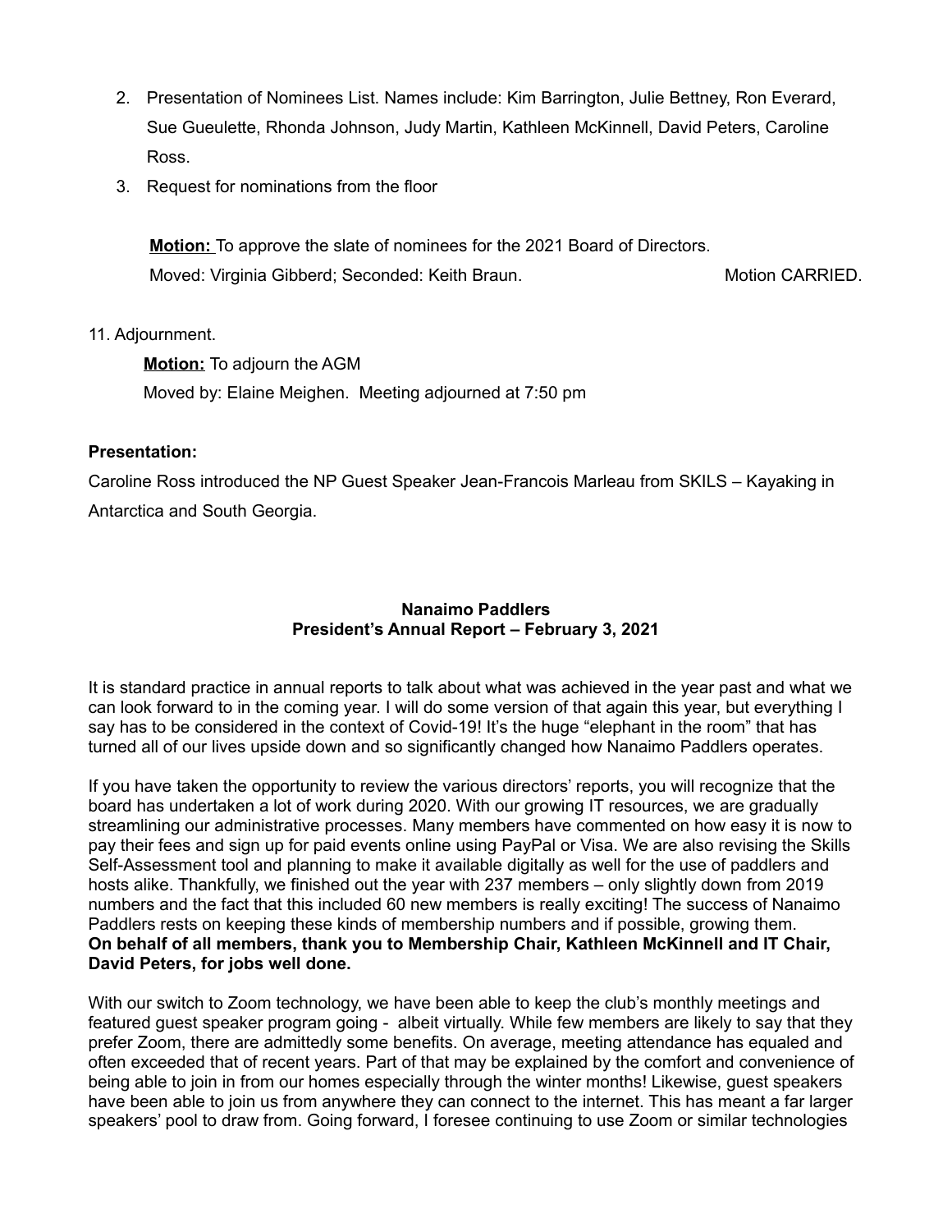2. Presentation of Nominees List. Names include: Kim Barrington, Julie Bettney, Ron Everard, Sue Gueulette, Rhonda Johnson, Judy Martin, Kathleen McKinnell, David Peters, Caroline Ross.
3. Request for nominations from the floor

**Motion:** To approve the slate of nominees for the 2021 Board of Directors.
Moved: Virginia Gibberd; Seconded: Keith Braun. Motion CARRIED.

11. Adjournment.

**Motion:** To adjourn the AGM
Moved by: Elaine Meighen. Meeting adjourned at 7:50 pm

**Presentation:**

Caroline Ross introduced the NP Guest Speaker Jean-Francois Marleau from SKILS – Kayaking in Antarctica and South Georgia.

## Nanaimo Paddlers
## President's Annual Report – February 3, 2021

It is standard practice in annual reports to talk about what was achieved in the year past and what we can look forward to in the coming year. I will do some version of that again this year, but everything I say has to be considered in the context of Covid-19! It's the huge "elephant in the room" that has turned all of our lives upside down and so significantly changed how Nanaimo Paddlers operates.

If you have taken the opportunity to review the various directors' reports, you will recognize that the board has undertaken a lot of work during 2020. With our growing IT resources, we are gradually streamlining our administrative processes. Many members have commented on how easy it is now to pay their fees and sign up for paid events online using PayPal or Visa. We are also revising the Skills Self-Assessment tool and planning to make it available digitally as well for the use of paddlers and hosts alike. Thankfully, we finished out the year with 237 members – only slightly down from 2019 numbers and the fact that this included 60 new members is really exciting! The success of Nanaimo Paddlers rests on keeping these kinds of membership numbers and if possible, growing them. **On behalf of all members, thank you to Membership Chair, Kathleen McKinnell and IT Chair, David Peters, for jobs well done.**

With our switch to Zoom technology, we have been able to keep the club's monthly meetings and featured guest speaker program going - albeit virtually. While few members are likely to say that they prefer Zoom, there are admittedly some benefits. On average, meeting attendance has equaled and often exceeded that of recent years. Part of that may be explained by the comfort and convenience of being able to join in from our homes especially through the winter months! Likewise, guest speakers have been able to join us from anywhere they can connect to the internet. This has meant a far larger speakers' pool to draw from. Going forward, I foresee continuing to use Zoom or similar technologies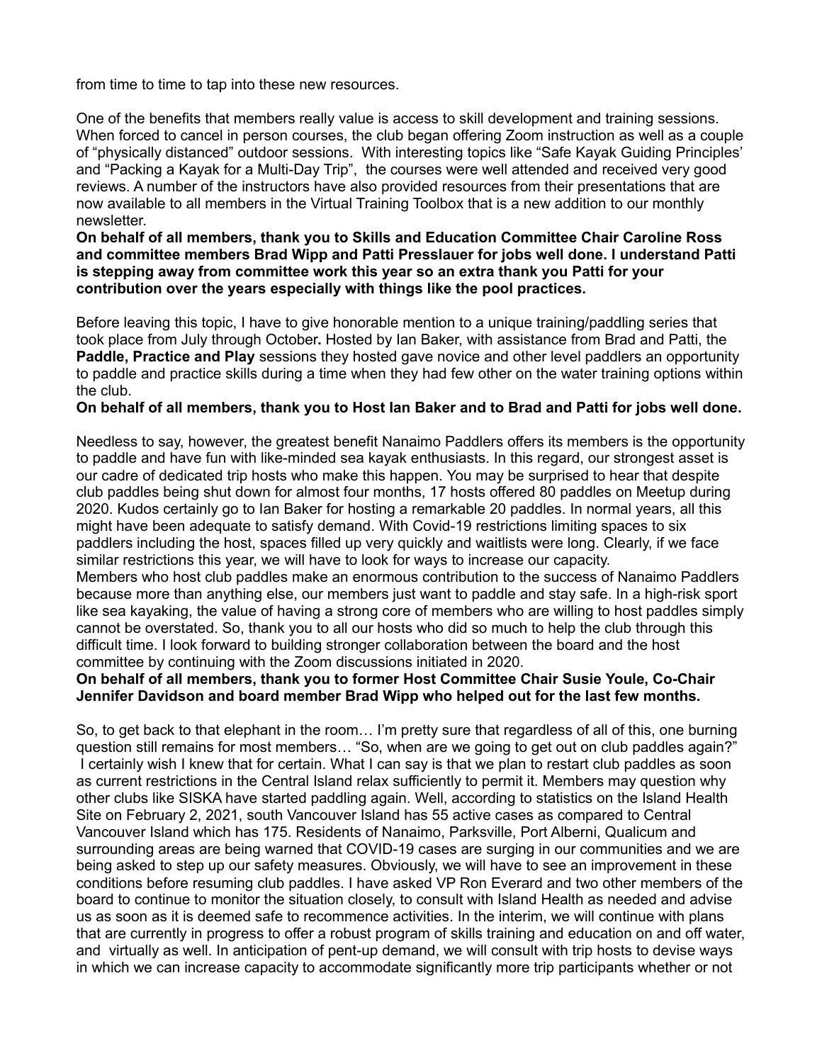from time to time to tap into these new resources.

One of the benefits that members really value is access to skill development and training sessions. When forced to cancel in person courses, the club began offering Zoom instruction as well as a couple of "physically distanced" outdoor sessions. With interesting topics like "Safe Kayak Guiding Principles' and "Packing a Kayak for a Multi-Day Trip", the courses were well attended and received very good reviews. A number of the instructors have also provided resources from their presentations that are now available to all members in the Virtual Training Toolbox that is a new addition to our monthly newsletter.

**On behalf of all members, thank you to Skills and Education Committee Chair Caroline Ross and committee members Brad Wipp and Patti Presslauer for jobs well done. I understand Patti is stepping away from committee work this year so an extra thank you Patti for your contribution over the years especially with things like the pool practices.**

Before leaving this topic, I have to give honorable mention to a unique training/paddling series that took place from July through October**.** Hosted by Ian Baker, with assistance from Brad and Patti, the **Paddle, Practice and Play** sessions they hosted gave novice and other level paddlers an opportunity to paddle and practice skills during a time when they had few other on the water training options within the club.

**On behalf of all members, thank you to Host Ian Baker and to Brad and Patti for jobs well done.**

Needless to say, however, the greatest benefit Nanaimo Paddlers offers its members is the opportunity to paddle and have fun with like-minded sea kayak enthusiasts. In this regard, our strongest asset is our cadre of dedicated trip hosts who make this happen. You may be surprised to hear that despite club paddles being shut down for almost four months, 17 hosts offered 80 paddles on Meetup during 2020. Kudos certainly go to Ian Baker for hosting a remarkable 20 paddles. In normal years, all this might have been adequate to satisfy demand. With Covid-19 restrictions limiting spaces to six paddlers including the host, spaces filled up very quickly and waitlists were long. Clearly, if we face similar restrictions this year, we will have to look for ways to increase our capacity.

Members who host club paddles make an enormous contribution to the success of Nanaimo Paddlers because more than anything else, our members just want to paddle and stay safe. In a high-risk sport like sea kayaking, the value of having a strong core of members who are willing to host paddles simply cannot be overstated. So, thank you to all our hosts who did so much to help the club through this difficult time. I look forward to building stronger collaboration between the board and the host committee by continuing with the Zoom discussions initiated in 2020.

**On behalf of all members, thank you to former Host Committee Chair Susie Youle, Co-Chair Jennifer Davidson and board member Brad Wipp who helped out for the last few months.**

So, to get back to that elephant in the room… I'm pretty sure that regardless of all of this, one burning question still remains for most members… "So, when are we going to get out on club paddles again?" I certainly wish I knew that for certain. What I can say is that we plan to restart club paddles as soon as current restrictions in the Central Island relax sufficiently to permit it. Members may question why other clubs like SISKA have started paddling again. Well, according to statistics on the Island Health Site on February 2, 2021, south Vancouver Island has 55 active cases as compared to Central Vancouver Island which has 175. Residents of Nanaimo, Parksville, Port Alberni, Qualicum and surrounding areas are being warned that COVID-19 cases are surging in our communities and we are being asked to step up our safety measures. Obviously, we will have to see an improvement in these conditions before resuming club paddles. I have asked VP Ron Everard and two other members of the board to continue to monitor the situation closely, to consult with Island Health as needed and advise us as soon as it is deemed safe to recommence activities. In the interim, we will continue with plans that are currently in progress to offer a robust program of skills training and education on and off water, and virtually as well. In anticipation of pent-up demand, we will consult with trip hosts to devise ways in which we can increase capacity to accommodate significantly more trip participants whether or not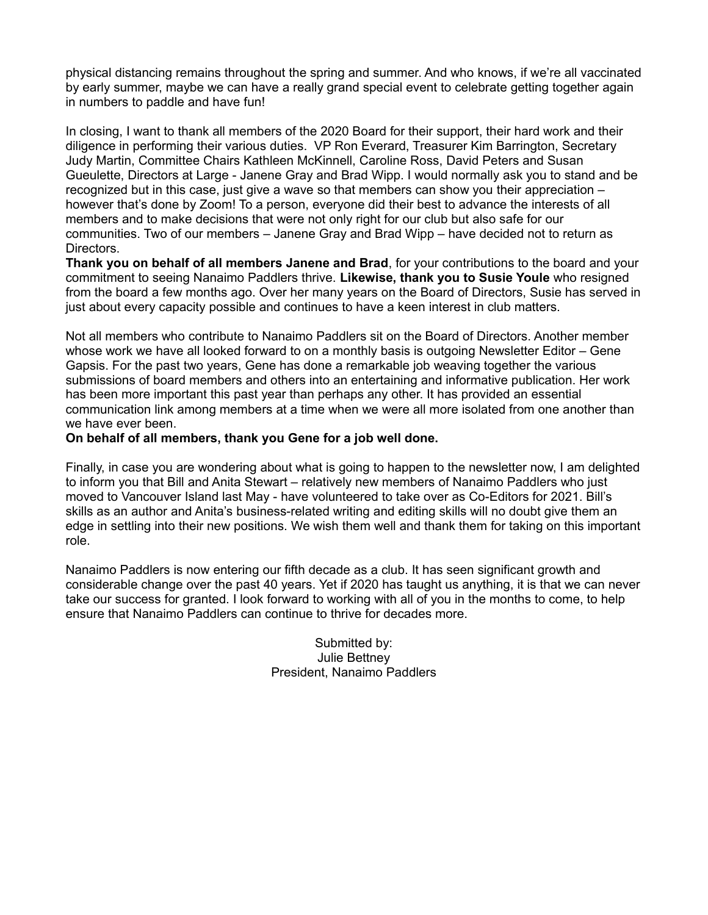physical distancing remains throughout the spring and summer. And who knows, if we're all vaccinated by early summer, maybe we can have a really grand special event to celebrate getting together again in numbers to paddle and have fun!

In closing, I want to thank all members of the 2020 Board for their support, their hard work and their diligence in performing their various duties. VP Ron Everard, Treasurer Kim Barrington, Secretary Judy Martin, Committee Chairs Kathleen McKinnell, Caroline Ross, David Peters and Susan Gueulette, Directors at Large - Janene Gray and Brad Wipp. I would normally ask you to stand and be recognized but in this case, just give a wave so that members can show you their appreciation – however that's done by Zoom! To a person, everyone did their best to advance the interests of all members and to make decisions that were not only right for our club but also safe for our communities. Two of our members – Janene Gray and Brad Wipp – have decided not to return as Directors.

**Thank you on behalf of all members Janene and Brad**, for your contributions to the board and your commitment to seeing Nanaimo Paddlers thrive. **Likewise, thank you to Susie Youle** who resigned from the board a few months ago. Over her many years on the Board of Directors, Susie has served in just about every capacity possible and continues to have a keen interest in club matters.

Not all members who contribute to Nanaimo Paddlers sit on the Board of Directors. Another member whose work we have all looked forward to on a monthly basis is outgoing Newsletter Editor – Gene Gapsis. For the past two years, Gene has done a remarkable job weaving together the various submissions of board members and others into an entertaining and informative publication. Her work has been more important this past year than perhaps any other. It has provided an essential communication link among members at a time when we were all more isolated from one another than we have ever been.

**On behalf of all members, thank you Gene for a job well done.**

Finally, in case you are wondering about what is going to happen to the newsletter now, I am delighted to inform you that Bill and Anita Stewart – relatively new members of Nanaimo Paddlers who just moved to Vancouver Island last May - have volunteered to take over as Co-Editors for 2021. Bill's skills as an author and Anita's business-related writing and editing skills will no doubt give them an edge in settling into their new positions. We wish them well and thank them for taking on this important role.

Nanaimo Paddlers is now entering our fifth decade as a club. It has seen significant growth and considerable change over the past 40 years. Yet if 2020 has taught us anything, it is that we can never take our success for granted. I look forward to working with all of you in the months to come, to help ensure that Nanaimo Paddlers can continue to thrive for decades more.

Submitted by:
Julie Bettney
President, Nanaimo Paddlers